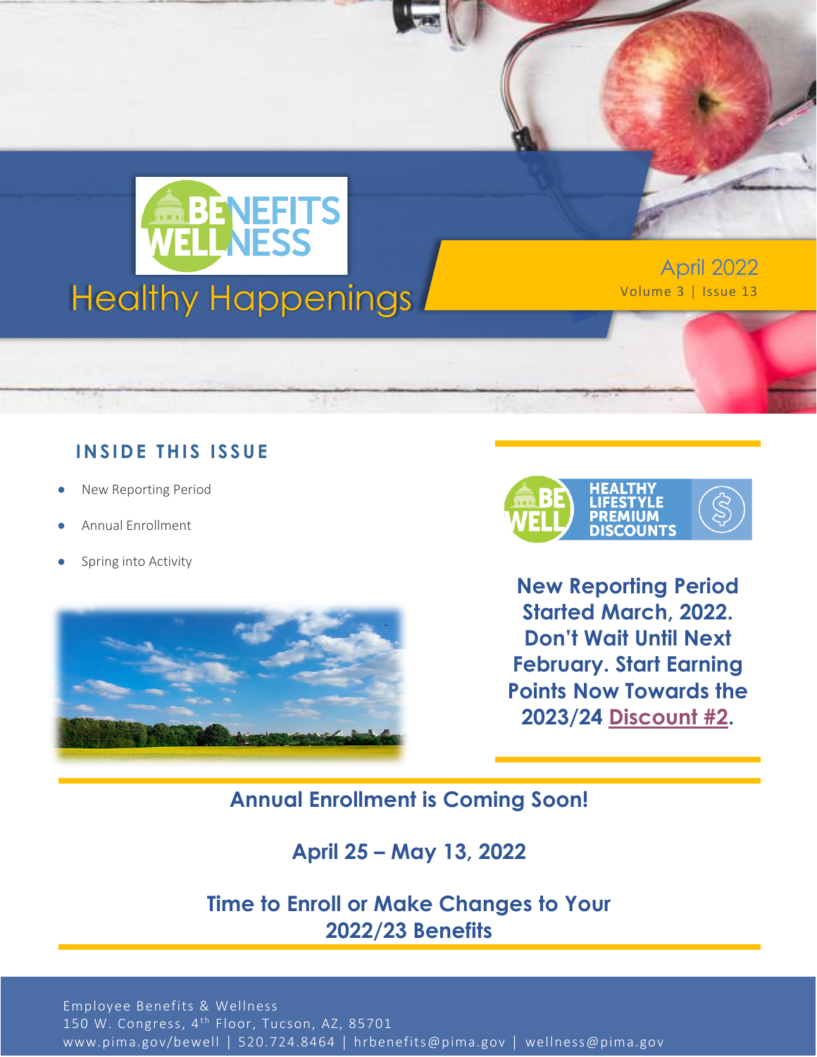# BENEFITS WELLNESS

## Healthy Happenings

April 2022

Volume 3 | Issue 13

### INSIDE THIS ISSUE

- New Reporting Period
- Annual Enrollment
- Spring into Activity

BE WELL HEALTHY LIFESTYLE PREMIUM DISCOUNTS

**New Reporting Period Started March, 2022. Don't Wait Until Next February. Start Earning Points Now Towards the 2023/24 Discount #2.**

**Annual Enrollment is Coming Soon!**

**April 25 – May 13, 2022**

**Time to Enroll or Make Changes to Your 2022/23 Benefits**

Employee Benefits & Wellness
150 W. Congress, 4th Floor, Tucson, AZ, 85701
www.pima.gov/bewell | 520.724.8464 | hrbenefits@pima.gov | wellness@pima.gov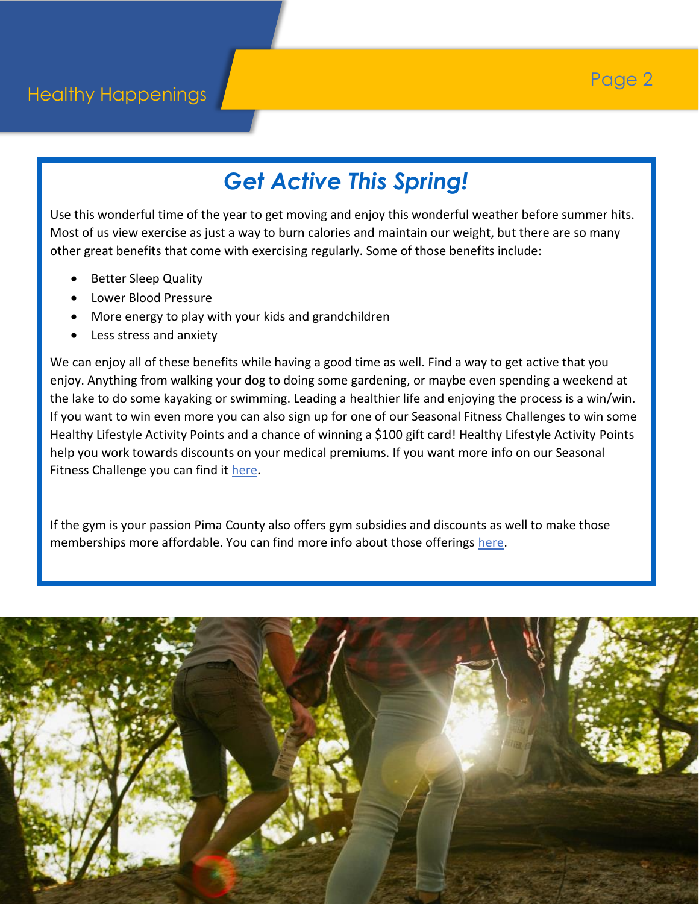# Get Active This Spring!

Use this wonderful time of the year to get moving and enjoy this wonderful weather before summer hits. Most of us view exercise as just a way to burn calories and maintain our weight, but there are so many other great benefits that come with exercising regularly. Some of those benefits include:

- Better Sleep Quality
- Lower Blood Pressure
- More energy to play with your kids and grandchildren
- Less stress and anxiety

We can enjoy all of these benefits while having a good time as well. Find a way to get active that you enjoy. Anything from walking your dog to doing some gardening, or maybe even spending a weekend at the lake to do some kayaking or swimming. Leading a healthier life and enjoying the process is a win/win. If you want to win even more you can also sign up for one of our Seasonal Fitness Challenges to win some Healthy Lifestyle Activity Points and a chance of winning a $100 gift card! Healthy Lifestyle Activity Points help you work towards discounts on your medical premiums. If you want more info on our Seasonal Fitness Challenge you can find it here.

If the gym is your passion Pima County also offers gym subsidies and discounts as well to make those memberships more affordable. You can find more info about those offerings here.